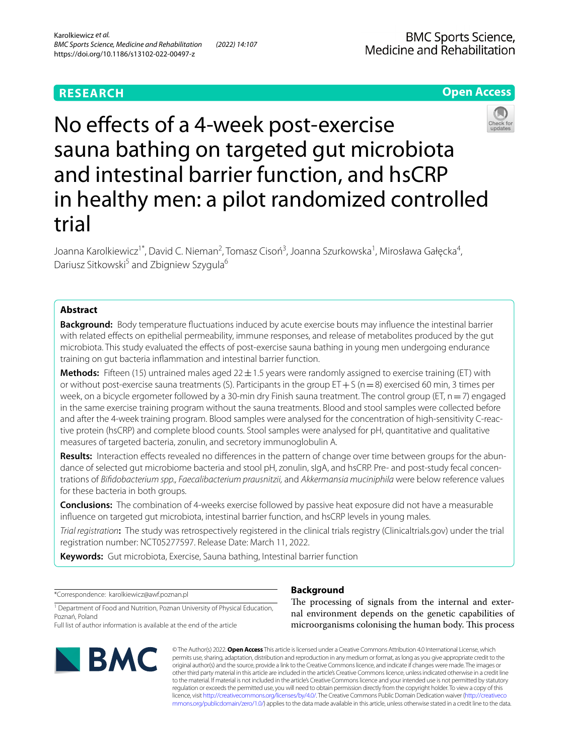**RESEARCH** **Open Access**

# No effects of a 4-week post-exercise sauna bathing on targeted gut microbiota and intestinal barrier function, and hsCRP in healthy men: a pilot randomized controlled trial

Joanna Karolkiewicz[1*], David C. Nieman[2], Tomasz Cisoń[3], Joanna Szurkowska[1], Mirosława Gałęcka[4], Dariusz Sitkowski[5] and Zbigniew Szygula[6]

## Abstract

**Background:** Body temperature fluctuations induced by acute exercise bouts may influence the intestinal barrier with related effects on epithelial permeability, immune responses, and release of metabolites produced by the gut microbiota. This study evaluated the effects of post-exercise sauna bathing in young men undergoing endurance training on gut bacteria inflammation and intestinal barrier function.

**Methods:** Fifteen (15) untrained males aged 22 ± 1.5 years were randomly assigned to exercise training (ET) with or without post-exercise sauna treatments (S). Participants in the group ET + S (n = 8) exercised 60 min, 3 times per week, on a bicycle ergometer followed by a 30-min dry Finish sauna treatment. The control group (ET, n = 7) engaged in the same exercise training program without the sauna treatments. Blood and stool samples were collected before and after the 4-week training program. Blood samples were analysed for the concentration of high-sensitivity C-reactive protein (hsCRP) and complete blood counts. Stool samples were analysed for pH, quantitative and qualitative measures of targeted bacteria, zonulin, and secretory immunoglobulin A.

**Results:** Interaction effects revealed no differences in the pattern of change over time between groups for the abundance of selected gut microbiome bacteria and stool pH, zonulin, sIgA, and hsCRP. Pre- and post-study fecal concentrations of *Bifidobacterium spp., Faecalibacterium prausnitzii,* and *Akkermansia muciniphila* were below reference values for these bacteria in both groups.

**Conclusions:** The combination of 4-weeks exercise followed by passive heat exposure did not have a measurable influence on targeted gut microbiota, intestinal barrier function, and hsCRP levels in young males.

*Trial registration*: The study was retrospectively registered in the clinical trials registry (Clinicaltrials.gov) under the trial registration number: NCT05277597. Release Date: March 11, 2022.

**Keywords:** Gut microbiota, Exercise, Sauna bathing, Intestinal barrier function

*Correspondence: karolkiewicz@awf.poznan.pl

[1] Department of Food and Nutrition, Poznan University of Physical Education, Poznań, Poland

Full list of author information is available at the end of the article

## Background

The processing of signals from the internal and external environment depends on the genetic capabilities of microorganisms colonising the human body. This process

© The Author(s) 2022. **Open Access** This article is licensed under a Creative Commons Attribution 4.0 International License, which permits use, sharing, adaptation, distribution and reproduction in any medium or format, as long as you give appropriate credit to the original author(s) and the source, provide a link to the Creative Commons licence, and indicate if changes were made. The images or other third party material in this article are included in the article's Creative Commons licence, unless indicated otherwise in a credit line to the material. If material is not included in the article's Creative Commons licence and your intended use is not permitted by statutory regulation or exceeds the permitted use, you will need to obtain permission directly from the copyright holder. To view a copy of this licence, visit http://creativecommons.org/licenses/by/4.0/. The Creative Commons Public Domain Dedication waiver (http://creativecommons.org/publicdomain/zero/1.0/) applies to the data made available in this article, unless otherwise stated in a credit line to the data.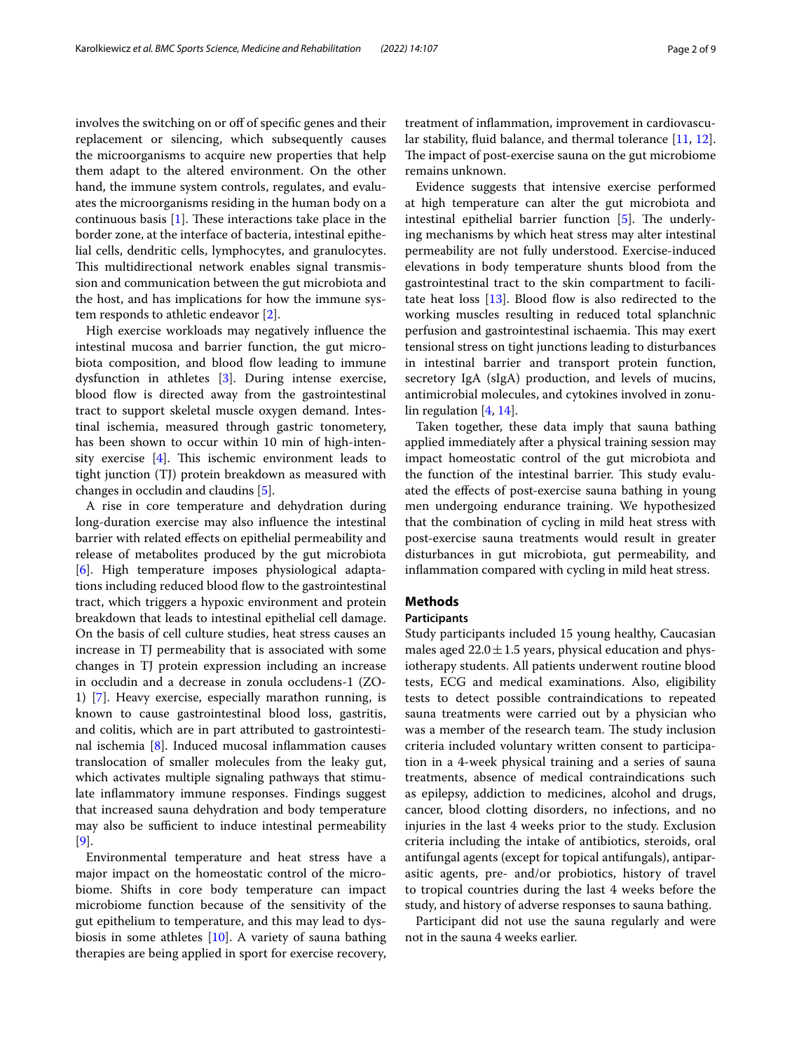involves the switching on or off of specific genes and their replacement or silencing, which subsequently causes the microorganisms to acquire new properties that help them adapt to the altered environment. On the other hand, the immune system controls, regulates, and evaluates the microorganisms residing in the human body on a continuous basis [1]. These interactions take place in the border zone, at the interface of bacteria, intestinal epithelial cells, dendritic cells, lymphocytes, and granulocytes. This multidirectional network enables signal transmission and communication between the gut microbiota and the host, and has implications for how the immune system responds to athletic endeavor [2].

High exercise workloads may negatively influence the intestinal mucosa and barrier function, the gut microbiota composition, and blood flow leading to immune dysfunction in athletes [3]. During intense exercise, blood flow is directed away from the gastrointestinal tract to support skeletal muscle oxygen demand. Intestinal ischemia, measured through gastric tonometery, has been shown to occur within 10 min of high-intensity exercise [4]. This ischemic environment leads to tight junction (TJ) protein breakdown as measured with changes in occludin and claudins [5].

A rise in core temperature and dehydration during long-duration exercise may also influence the intestinal barrier with related effects on epithelial permeability and release of metabolites produced by the gut microbiota [6]. High temperature imposes physiological adaptations including reduced blood flow to the gastrointestinal tract, which triggers a hypoxic environment and protein breakdown that leads to intestinal epithelial cell damage. On the basis of cell culture studies, heat stress causes an increase in TJ permeability that is associated with some changes in TJ protein expression including an increase in occludin and a decrease in zonula occludens-1 (ZO-1) [7]. Heavy exercise, especially marathon running, is known to cause gastrointestinal blood loss, gastritis, and colitis, which are in part attributed to gastrointestinal ischemia [8]. Induced mucosal inflammation causes translocation of smaller molecules from the leaky gut, which activates multiple signaling pathways that stimulate inflammatory immune responses. Findings suggest that increased sauna dehydration and body temperature may also be sufficient to induce intestinal permeability [9].

Environmental temperature and heat stress have a major impact on the homeostatic control of the microbiome. Shifts in core body temperature can impact microbiome function because of the sensitivity of the gut epithelium to temperature, and this may lead to dysbiosis in some athletes [10]. A variety of sauna bathing therapies are being applied in sport for exercise recovery, treatment of inflammation, improvement in cardiovascular stability, fluid balance, and thermal tolerance [11, 12]. The impact of post-exercise sauna on the gut microbiome remains unknown.

Evidence suggests that intensive exercise performed at high temperature can alter the gut microbiota and intestinal epithelial barrier function [5]. The underlying mechanisms by which heat stress may alter intestinal permeability are not fully understood. Exercise-induced elevations in body temperature shunts blood from the gastrointestinal tract to the skin compartment to facilitate heat loss [13]. Blood flow is also redirected to the working muscles resulting in reduced total splanchnic perfusion and gastrointestinal ischaemia. This may exert tensional stress on tight junctions leading to disturbances in intestinal barrier and transport protein function, secretory IgA (sIgA) production, and levels of mucins, antimicrobial molecules, and cytokines involved in zonulin regulation [4, 14].

Taken together, these data imply that sauna bathing applied immediately after a physical training session may impact homeostatic control of the gut microbiota and the function of the intestinal barrier. This study evaluated the effects of post-exercise sauna bathing in young men undergoing endurance training. We hypothesized that the combination of cycling in mild heat stress with post-exercise sauna treatments would result in greater disturbances in gut microbiota, gut permeability, and inflammation compared with cycling in mild heat stress.

## Methods

### Participants

Study participants included 15 young healthy, Caucasian males aged $22.0 \pm 1.5$ years, physical education and physiotherapy students. All patients underwent routine blood tests, ECG and medical examinations. Also, eligibility tests to detect possible contraindications to repeated sauna treatments were carried out by a physician who was a member of the research team. The study inclusion criteria included voluntary written consent to participation in a 4-week physical training and a series of sauna treatments, absence of medical contraindications such as epilepsy, addiction to medicines, alcohol and drugs, cancer, blood clotting disorders, no infections, and no injuries in the last 4 weeks prior to the study. Exclusion criteria including the intake of antibiotics, steroids, oral antifungal agents (except for topical antifungals), antiparasitic agents, pre- and/or probiotics, history of travel to tropical countries during the last 4 weeks before the study, and history of adverse responses to sauna bathing.

Participant did not use the sauna regularly and were not in the sauna 4 weeks earlier.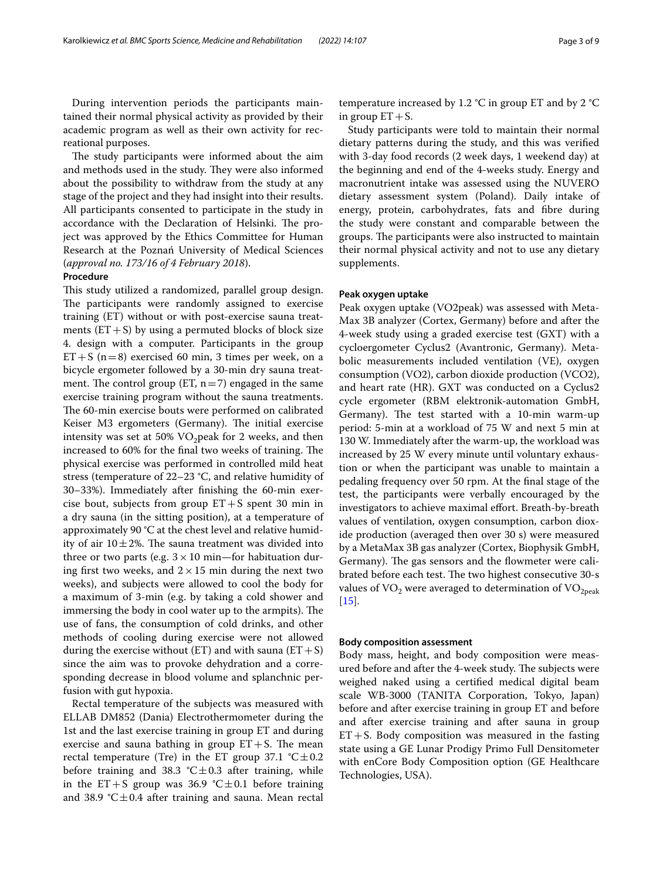During intervention periods the participants maintained their normal physical activity as provided by their academic program as well as their own activity for recreational purposes.

The study participants were informed about the aim and methods used in the study. They were also informed about the possibility to withdraw from the study at any stage of the project and they had insight into their results. All participants consented to participate in the study in accordance with the Declaration of Helsinki. The project was approved by the Ethics Committee for Human Research at the Poznań University of Medical Sciences (*approval no. 173/16 of 4 February 2018*).

### Procedure

This study utilized a randomized, parallel group design. The participants were randomly assigned to exercise training (ET) without or with post-exercise sauna treatments (ET + S) by using a permuted blocks of block size 4. design with a computer. Participants in the group ET + S (n = 8) exercised 60 min, 3 times per week, on a bicycle ergometer followed by a 30-min dry sauna treatment. The control group (ET, n = 7) engaged in the same exercise training program without the sauna treatments. The 60-min exercise bouts were performed on calibrated Keiser M3 ergometers (Germany). The initial exercise intensity was set at 50% $VO_2$peak for 2 weeks, and then increased to 60% for the final two weeks of training. The physical exercise was performed in controlled mild heat stress (temperature of 22–23 °C, and relative humidity of 30–33%). Immediately after finishing the 60-min exercise bout, subjects from group ET + S spent 30 min in a dry sauna (in the sitting position), at a temperature of approximately 90 °C at the chest level and relative humidity of air 10 ± 2%. The sauna treatment was divided into three or two parts (e.g. 3 × 10 min—for habituation during first two weeks, and 2 × 15 min during the next two weeks), and subjects were allowed to cool the body for a maximum of 3-min (e.g. by taking a cold shower and immersing the body in cool water up to the armpits). The use of fans, the consumption of cold drinks, and other methods of cooling during exercise were not allowed during the exercise without (ET) and with sauna (ET + S) since the aim was to provoke dehydration and a corresponding decrease in blood volume and splanchnic perfusion with gut hypoxia.

Rectal temperature of the subjects was measured with ELLAB DM852 (Dania) Electrothermometer during the 1st and the last exercise training in group ET and during exercise and sauna bathing in group ET + S. The mean rectal temperature (Tre) in the ET group 37.1 °C ± 0.2 before training and 38.3 °C ± 0.3 after training, while in the ET + S group was 36.9 °C ± 0.1 before training and 38.9 °C ± 0.4 after training and sauna. Mean rectal temperature increased by 1.2 °C in group ET and by 2 °C in group ET + S.

Study participants were told to maintain their normal dietary patterns during the study, and this was verified with 3-day food records (2 week days, 1 weekend day) at the beginning and end of the 4-weeks study. Energy and macronutrient intake was assessed using the NUVERO dietary assessment system (Poland). Daily intake of energy, protein, carbohydrates, fats and fibre during the study were constant and comparable between the groups. The participants were also instructed to maintain their normal physical activity and not to use any dietary supplements.

### Peak oxygen uptake

Peak oxygen uptake (VO2peak) was assessed with MetaMax 3B analyzer (Cortex, Germany) before and after the 4-week study using a graded exercise test (GXT) with a cycloergometer Cyclus2 (Avantronic, Germany). Metabolic measurements included ventilation (VE), oxygen consumption (VO2), carbon dioxide production (VCO2), and heart rate (HR). GXT was conducted on a Cyclus2 cycle ergometer (RBM elektronik-automation GmbH, Germany). The test started with a 10-min warm-up period: 5-min at a workload of 75 W and next 5 min at 130 W. Immediately after the warm-up, the workload was increased by 25 W every minute until voluntary exhaustion or when the participant was unable to maintain a pedaling frequency over 50 rpm. At the final stage of the test, the participants were verbally encouraged by the investigators to achieve maximal effort. Breath-by-breath values of ventilation, oxygen consumption, carbon dioxide production (averaged then over 30 s) were measured by a MetaMax 3B gas analyzer (Cortex, Biophysik GmbH, Germany). The gas sensors and the flowmeter were calibrated before each test. The two highest consecutive 30-s values of $VO_2$ were averaged to determination of $VO_{2peak}$ [15].

### Body composition assessment

Body mass, height, and body composition were measured before and after the 4-week study. The subjects were weighed naked using a certified medical digital beam scale WB-3000 (TANITA Corporation, Tokyo, Japan) before and after exercise training in group ET and before and after exercise training and after sauna in group ET + S. Body composition was measured in the fasting state using a GE Lunar Prodigy Primo Full Densitometer with enCore Body Composition option (GE Healthcare Technologies, USA).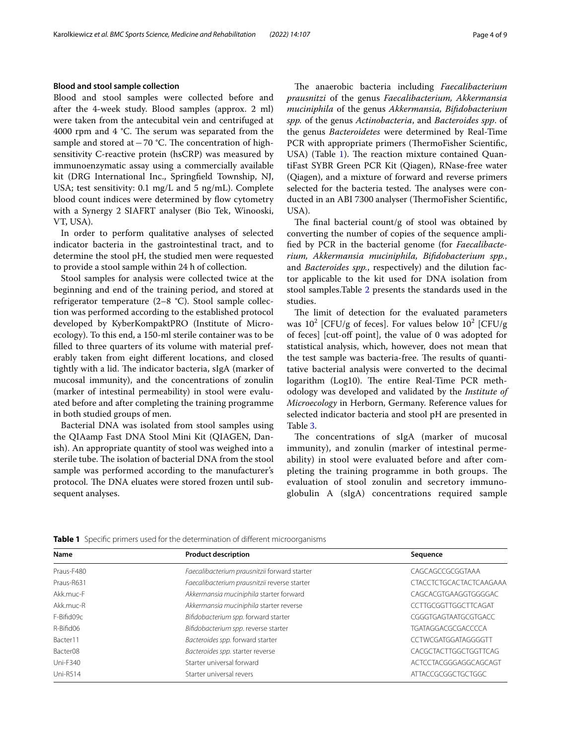### Blood and stool sample collection

Blood and stool samples were collected before and after the 4-week study. Blood samples (approx. 2 ml) were taken from the antecubital vein and centrifuged at 4000 rpm and 4 °C. The serum was separated from the sample and stored at $-70$ °C. The concentration of high-sensitivity C-reactive protein (hsCRP) was measured by immunoenzymatic assay using a commercially available kit (DRG International Inc., Springfield Township, NJ, USA; test sensitivity: 0.1 mg/L and 5 ng/mL). Complete blood count indices were determined by flow cytometry with a Synergy 2 SIAFRT analyser (Bio Tek, Winooski, VT, USA).

In order to perform qualitative analyses of selected indicator bacteria in the gastrointestinal tract, and to determine the stool pH, the studied men were requested to provide a stool sample within 24 h of collection.

Stool samples for analysis were collected twice at the beginning and end of the training period, and stored at refrigerator temperature (2–8 °C). Stool sample collection was performed according to the established protocol developed by KyberKompaktPRO (Institute of Microecology). To this end, a 150-ml sterile container was to be filled to three quarters of its volume with material preferably taken from eight different locations, and closed tightly with a lid. The indicator bacteria, sIgA (marker of mucosal immunity), and the concentrations of zonulin (marker of intestinal permeability) in stool were evaluated before and after completing the training programme in both studied groups of men.

Bacterial DNA was isolated from stool samples using the QIAamp Fast DNA Stool Mini Kit (QIAGEN, Danish). An appropriate quantity of stool was weighed into a sterile tube. The isolation of bacterial DNA from the stool sample was performed according to the manufacturer's protocol. The DNA eluates were stored frozen until subsequent analyses.

The anaerobic bacteria including *Faecalibacterium prausnitzi* of the genus *Faecalibacterium, Akkermansia muciniphila* of the genus *Akkermansia, Bifidobacterium spp.* of the genus *Actinobacteria*, and *Bacteroides spp*. of the genus *Bacteroidetes* were determined by Real-Time PCR with appropriate primers (ThermoFisher Scientific, USA) (Table 1). The reaction mixture contained QuantiFast SYBR Green PCR Kit (Qiagen), RNase-free water (Qiagen), and a mixture of forward and reverse primers selected for the bacteria tested. The analyses were conducted in an ABI 7300 analyser (ThermoFisher Scientific, USA).

The final bacterial count/g of stool was obtained by converting the number of copies of the sequence amplified by PCR in the bacterial genome (for *Faecalibacterium, Akkermansia muciniphila, Bifidobacterium spp.*, and *Bacteroides spp.*, respectively) and the dilution factor applicable to the kit used for DNA isolation from stool samples.Table 2 presents the standards used in the studies.

The limit of detection for the evaluated parameters was $10^2$ [CFU/g of feces]. For values below $10^2$ [CFU/g of feces] [cut-off point], the value of 0 was adopted for statistical analysis, which, however, does not mean that the test sample was bacteria-free. The results of quantitative bacterial analysis were converted to the decimal logarithm (Log10). The entire Real-Time PCR methodology was developed and validated by the *Institute of Microecology* in Herborn, Germany. Reference values for selected indicator bacteria and stool pH are presented in Table 3.

The concentrations of sIgA (marker of mucosal immunity), and zonulin (marker of intestinal permeability) in stool were evaluated before and after completing the training programme in both groups. The evaluation of stool zonulin and secretory immunoglobulin A (sIgA) concentrations required sample

**Table 1** Specific primers used for the determination of different microorganisms

| Name | Product description | Sequence |
|---|---|---|
| Praus-F480 | *Faecalibacterium prausnitzii* forward starter | CAGCAGCCGCGGTAAA |
| Praus-R631 | *Faecalibacterium prausnitzii* reverse starter | CTACCTCTGCACTACTCAAGAAA |
| Akk.muc-F | *Akkermansia muciniphila* starter forward | CAGCACGTGAAGGTGGGGAC |
| Akk.muc-R | *Akkermansia muciniphila* starter reverse | CCTTGCGGTTGGCTTCAGAT |
| F-Bifid09c | *Bifidobacterium spp.* forward starter | CGGGTGAGTAATGCGTGACC |
| R-Bifid06 | *Bifidobacterium spp.* reverse starter | TGATAGGACGCGACCCCA |
| Bacter11 | *Bacteroides spp.* forward starter | CCTWCGATGGATAGGGGTT |
| Bacter08 | *Bacteroides spp.* starter reverse | CACGCTACTTGGCTGGTTCAG |
| Uni-F340 | Starter universal forward | ACTCCTACGGGAGGCAGCAGT |
| Uni-R514 | Starter universal revers | ATTACCGCGGCTGCTGGC |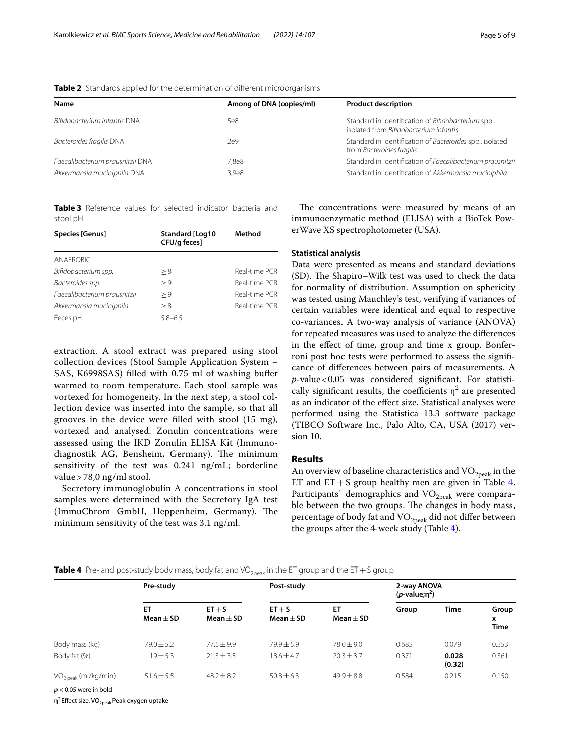**Table 2** Standards applied for the determination of different microorganisms

| Name | Among of DNA (copies/ml) | Product description |
|---|---|---|
| *Bifidobacterium infantis* DNA | 5e8 | Standard in identification of *Bifidobacterium* spp., isolated from *Bifidobacterium infantis* |
| *Bacteroides fragilis* DNA | 2e9 | Standard in identification of *Bacteroides* spp., isolated from *Bacteroides fragilis* |
| *Faecalibacterium prausnitzii* DNA | 7,8e8 | Standard in identification of *Faecalibacterium prausnitzii* |
| *Akkermansia muciniphila* DNA | 3,9e8 | Standard in identification of *Akkermansia muciniphila* |

**Table 3** Reference values for selected indicator bacteria and stool pH

| Species [Genus] | Standard [Log10 CFU/g feces] | Method |
|---|---|---|
| ANAEROBIC | | |
| *Bifidobacterium spp.* | ≥ 8 | Real-time PCR |
| *Bacteroides spp.* | ≥ 9 | Real-time PCR |
| *Faecalibacterium prausnitzii* | ≥ 9 | Real-time PCR |
| *Akkermansia muciniphila* | ≥ 8 | Real-time PCR |
| Feces pH | 5.8–6.5 | |

extraction. A stool extract was prepared using stool collection devices (Stool Sample Application System – SAS, K6998SAS) filled with 0.75 ml of washing buffer warmed to room temperature. Each stool sample was vortexed for homogeneity. In the next step, a stool collection device was inserted into the sample, so that all grooves in the device were filled with stool (15 mg), vortexed and analysed. Zonulin concentrations were assessed using the IKD Zonulin ELISA Kit (Immunodiagnostik AG, Bensheim, Germany). The minimum sensitivity of the test was 0.241 ng/mL; borderline value > 78,0 ng/ml stool.

Secretory immunoglobulin A concentrations in stool samples were determined with the Secretory IgA test (ImmuChrom GmbH, Heppenheim, Germany). The minimum sensitivity of the test was 3.1 ng/ml.

The concentrations were measured by means of an immunoenzymatic method (ELISA) with a BioTek PowerWave XS spectrophotometer (USA).

### Statistical analysis

Data were presented as means and standard deviations (SD). The Shapiro–Wilk test was used to check the data for normality of distribution. Assumption on sphericity was tested using Mauchley's test, verifying if variances of certain variables were identical and equal to respective co-variances. A two-way analysis of variance (ANOVA) for repeated measures was used to analyze the differences in the effect of time, group and time x group. Bonferroni post hoc tests were performed to assess the significance of differences between pairs of measurements. A *p*-value < 0.05 was considered significant. For statistically significant results, the coefficients $\eta^2$ are presented as an indicator of the effect size. Statistical analyses were performed using the Statistica 13.3 software package (TIBCO Software Inc., Palo Alto, CA, USA (2017) version 10.

## Results

An overview of baseline characteristics and $VO_{2peak}$ in the ET and ET + S group healthy men are given in Table 4. Participants` demographics and $VO_{2peak}$ were comparable between the two groups. The changes in body mass, percentage of body fat and $VO_{2peak}$ did not differ between the groups after the 4-week study (Table 4).

**Table 4** Pre- and post-study body mass, body fat and $VO_{2peak}$ in the ET group and the ET + S group

| | Pre-study | | Post-study | | 2-way ANOVA (*p*-value;$\eta^2$) | | |
|---|---|---|---|---|---|---|---|
| | ET Mean ± SD | ET + S Mean ± SD | ET + S Mean ± SD | ET Mean ± SD | Group | Time | Group x Time |
| Body mass (kg) | 79.0 ± 5.2 | 77.5 ± 9.9 | 79.9 ± 5.9 | 78.0 ± 9.0 | 0.685 | 0.079 | 0.553 |
| Body fat (%) | 19 ± 5.3 | 21.3 ± 3.5 | 18.6 ± 4.7 | 20.3 ± 3.7 | 0.371 | **0.028 (0.32)** | 0.361 |
| $VO_{2peak}$ (ml/kg/min) | 51.6 ± 5.5 | 48.2 ± 8.2 | 50.8 ± 6.3 | 49.9 ± 8.8 | 0.584 | 0.215 | 0.150 |

$p < 0.05$ were in bold

$\eta^2$ Effect size, $VO_{2peak}$ Peak oxygen uptake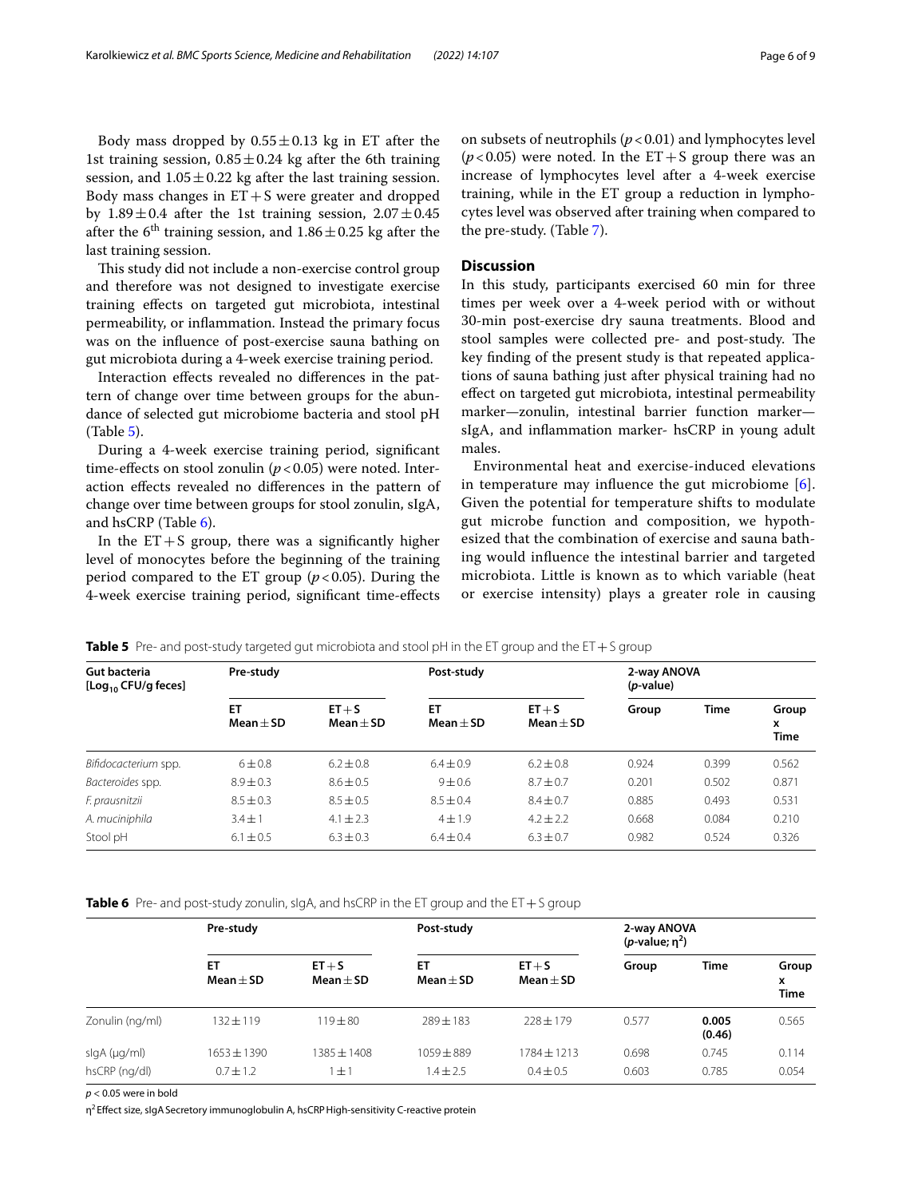Body mass dropped by $0.55 \pm 0.13$ kg in ET after the 1st training session, $0.85 \pm 0.24$ kg after the 6th training session, and $1.05 \pm 0.22$ kg after the last training session. Body mass changes in ET + S were greater and dropped by $1.89 \pm 0.4$ after the 1st training session, $2.07 \pm 0.45$ after the $6^{th}$ training session, and $1.86 \pm 0.25$ kg after the last training session.

This study did not include a non-exercise control group and therefore was not designed to investigate exercise training effects on targeted gut microbiota, intestinal permeability, or inflammation. Instead the primary focus was on the influence of post-exercise sauna bathing on gut microbiota during a 4-week exercise training period.

Interaction effects revealed no differences in the pattern of change over time between groups for the abundance of selected gut microbiome bacteria and stool pH (Table 5).

During a 4-week exercise training period, significant time-effects on stool zonulin ($p < 0.05$) were noted. Interaction effects revealed no differences in the pattern of change over time between groups for stool zonulin, sIgA, and hsCRP (Table 6).

In the ET + S group, there was a significantly higher level of monocytes before the beginning of the training period compared to the ET group ($p < 0.05$). During the 4-week exercise training period, significant time-effects on subsets of neutrophils ($p < 0.01$) and lymphocytes level ($p < 0.05$) were noted. In the ET + S group there was an increase of lymphocytes level after a 4-week exercise training, while in the ET group a reduction in lymphocytes level was observed after training when compared to the pre-study. (Table 7).

## Discussion

In this study, participants exercised 60 min for three times per week over a 4-week period with or without 30-min post-exercise dry sauna treatments. Blood and stool samples were collected pre- and post-study. The key finding of the present study is that repeated applications of sauna bathing just after physical training had no effect on targeted gut microbiota, intestinal permeability marker—zonulin, intestinal barrier function marker—sIgA, and inflammation marker- hsCRP in young adult males.

Environmental heat and exercise-induced elevations in temperature may influence the gut microbiome [6]. Given the potential for temperature shifts to modulate gut microbe function and composition, we hypothesized that the combination of exercise and sauna bathing would influence the intestinal barrier and targeted microbiota. Little is known as to which variable (heat or exercise intensity) plays a greater role in causing

**Table 5** Pre- and post-study targeted gut microbiota and stool pH in the ET group and the ET + S group

| Gut bacteria [$Log_{10}$ CFU/g feces] | Pre-study | | Post-study | | 2-way ANOVA (*p*-value) | | |
|---|---|---|---|---|---|---|---|
| | ET Mean ± SD | ET + S Mean ± SD | ET Mean ± SD | ET + S Mean ± SD | Group | Time | Group x Time |
| *Bifidocacterium* spp. | 6 ± 0.8 | 6.2 ± 0.8 | 6.4 ± 0.9 | 6.2 ± 0.8 | 0.924 | 0.399 | 0.562 |
| *Bacteroides* spp. | 8.9 ± 0.3 | 8.6 ± 0.5 | 9 ± 0.6 | 8.7 ± 0.7 | 0.201 | 0.502 | 0.871 |
| *F. prausnitzii* | 8.5 ± 0.3 | 8.5 ± 0.5 | 8.5 ± 0.4 | 8.4 ± 0.7 | 0.885 | 0.493 | 0.531 |
| *A. muciniphila* | 3.4 ± 1 | 4.1 ± 2.3 | 4 ± 1.9 | 4.2 ± 2.2 | 0.668 | 0.084 | 0.210 |
| Stool pH | 6.1 ± 0.5 | 6.3 ± 0.3 | 6.4 ± 0.4 | 6.3 ± 0.7 | 0.982 | 0.524 | 0.326 |

**Table 6** Pre- and post-study zonulin, sIgA, and hsCRP in the ET group and the ET + S group

| | Pre-study | | Post-study | | 2-way ANOVA (*p*-value; $\eta^2$) | | |
|---|---|---|---|---|---|---|---|
| | ET Mean ± SD | ET + S Mean ± SD | ET Mean ± SD | ET + S Mean ± SD | Group | Time | Group x Time |
| Zonulin (ng/ml) | 132 ± 119 | 119 ± 80 | 289 ± 183 | 228 ± 179 | 0.577 | **0.005 (0.46)** | 0.565 |
| sIgA (μg/ml) | 1653 ± 1390 | 1385 ± 1408 | 1059 ± 889 | 1784 ± 1213 | 0.698 | 0.745 | 0.114 |
| hsCRP (ng/dl) | 0.7 ± 1.2 | 1 ± 1 | 1.4 ± 2.5 | 0.4 ± 0.5 | 0.603 | 0.785 | 0.054 |

$p < 0.05$ were in bold

$\eta^2$ Effect size, sIgA Secretory immunoglobulin A, hsCRP High-sensitivity C-reactive protein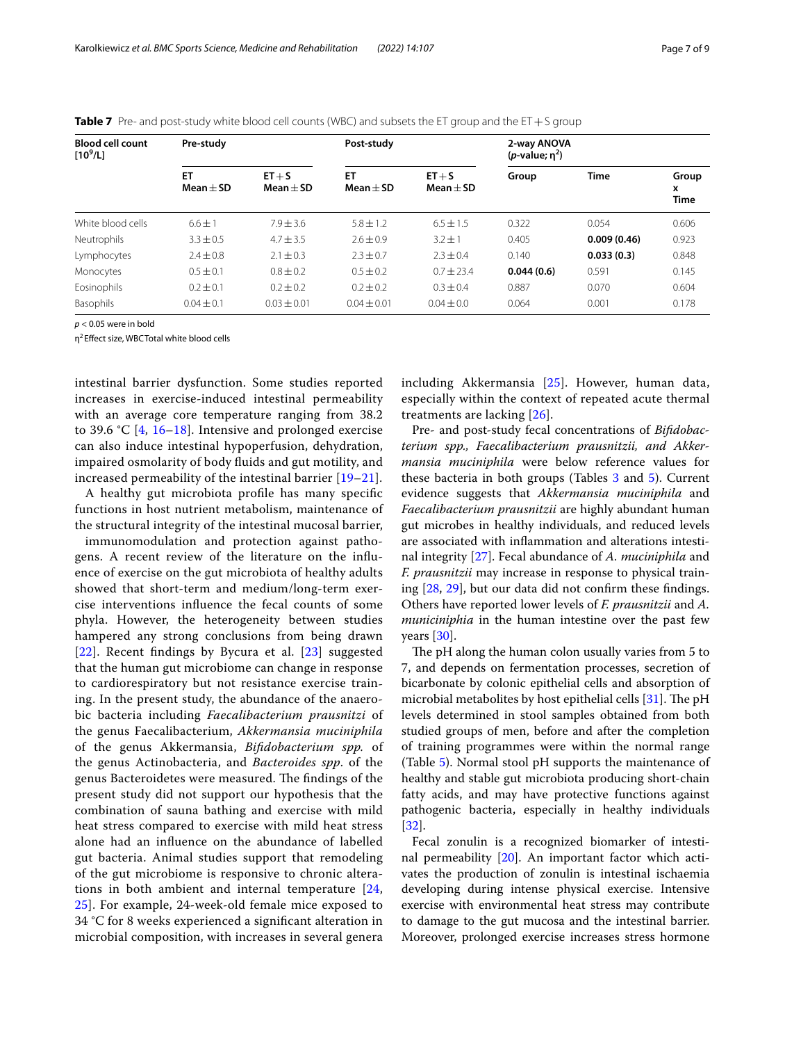**Table 7** Pre- and post-study white blood cell counts (WBC) and subsets the ET group and the ET + S group

| Blood cell count [$10^9$/L] | Pre-study | | Post-study | | 2-way ANOVA (*p*-value; $\eta^2$) | | |
|---|---|---|---|---|---|---|---|
| | ET Mean ± SD | ET + S Mean ± SD | ET Mean ± SD | ET + S Mean ± SD | Group | Time | Group x Time |
| White blood cells | 6.6 ± 1 | 7.9 ± 3.6 | 5.8 ± 1.2 | 6.5 ± 1.5 | 0.322 | 0.054 | 0.606 |
| Neutrophils | 3.3 ± 0.5 | 4.7 ± 3.5 | 2.6 ± 0.9 | 3.2 ± 1 | 0.405 | **0.009 (0.46)** | 0.923 |
| Lymphocytes | 2.4 ± 0.8 | 2.1 ± 0.3 | 2.3 ± 0.7 | 2.3 ± 0.4 | 0.140 | **0.033 (0.3)** | 0.848 |
| Monocytes | 0.5 ± 0.1 | 0.8 ± 0.2 | 0.5 ± 0.2 | 0.7 ± 23.4 | **0.044 (0.6)** | 0.591 | 0.145 |
| Eosinophils | 0.2 ± 0.1 | 0.2 ± 0.2 | 0.2 ± 0.2 | 0.3 ± 0.4 | 0.887 | 0.070 | 0.604 |
| Basophils | 0.04 ± 0.1 | 0.03 ± 0.01 | 0.04 ± 0.01 | 0.04 ± 0.0 | 0.064 | 0.001 | 0.178 |

$p < 0.05$ were in bold

$\eta^2$ Effect size, WBC Total white blood cells

intestinal barrier dysfunction. Some studies reported increases in exercise-induced intestinal permeability with an average core temperature ranging from 38.2 to 39.6 °C [4, 16–18]. Intensive and prolonged exercise can also induce intestinal hypoperfusion, dehydration, impaired osmolarity of body fluids and gut motility, and increased permeability of the intestinal barrier [19–21].

A healthy gut microbiota profile has many specific functions in host nutrient metabolism, maintenance of the structural integrity of the intestinal mucosal barrier, immunomodulation and protection against pathogens. A recent review of the literature on the influence of exercise on the gut microbiota of healthy adults showed that short-term and medium/long-term exercise interventions influence the fecal counts of some phyla. However, the heterogeneity between studies hampered any strong conclusions from being drawn [22]. Recent findings by Bycura et al. [23] suggested that the human gut microbiome can change in response to cardiorespiratory but not resistance exercise training. In the present study, the abundance of the anaerobic bacteria including *Faecalibacterium prausnitzi* of the genus Faecalibacterium, *Akkermansia muciniphila* of the genus Akkermansia, *Bifidobacterium spp.* of the genus Actinobacteria, and *Bacteroides spp*. of the genus Bacteroidetes were measured. The findings of the present study did not support our hypothesis that the combination of sauna bathing and exercise with mild heat stress compared to exercise with mild heat stress alone had an influence on the abundance of labelled gut bacteria. Animal studies support that remodeling of the gut microbiome is responsive to chronic alterations in both ambient and internal temperature [24, 25]. For example, 24-week-old female mice exposed to 34 °C for 8 weeks experienced a significant alteration in microbial composition, with increases in several genera including Akkermansia [25]. However, human data, especially within the context of repeated acute thermal treatments are lacking [26].

Pre- and post-study fecal concentrations of *Bifidobacterium spp., Faecalibacterium prausnitzii, and Akkermansia muciniphila* were below reference values for these bacteria in both groups (Tables 3 and 5). Current evidence suggests that *Akkermansia muciniphila* and *Faecalibacterium prausnitzii* are highly abundant human gut microbes in healthy individuals, and reduced levels are associated with inflammation and alterations intestinal integrity [27]. Fecal abundance of *A. muciniphila* and *F. prausnitzii* may increase in response to physical training [28, 29], but our data did not confirm these findings. Others have reported lower levels of *F. prausnitzii* and *A. municiniphia* in the human intestine over the past few years [30].

The pH along the human colon usually varies from 5 to 7, and depends on fermentation processes, secretion of bicarbonate by colonic epithelial cells and absorption of microbial metabolites by host epithelial cells [31]. The pH levels determined in stool samples obtained from both studied groups of men, before and after the completion of training programmes were within the normal range (Table 5). Normal stool pH supports the maintenance of healthy and stable gut microbiota producing short-chain fatty acids, and may have protective functions against pathogenic bacteria, especially in healthy individuals [32].

Fecal zonulin is a recognized biomarker of intestinal permeability [20]. An important factor which activates the production of zonulin is intestinal ischaemia developing during intense physical exercise. Intensive exercise with environmental heat stress may contribute to damage to the gut mucosa and the intestinal barrier. Moreover, prolonged exercise increases stress hormone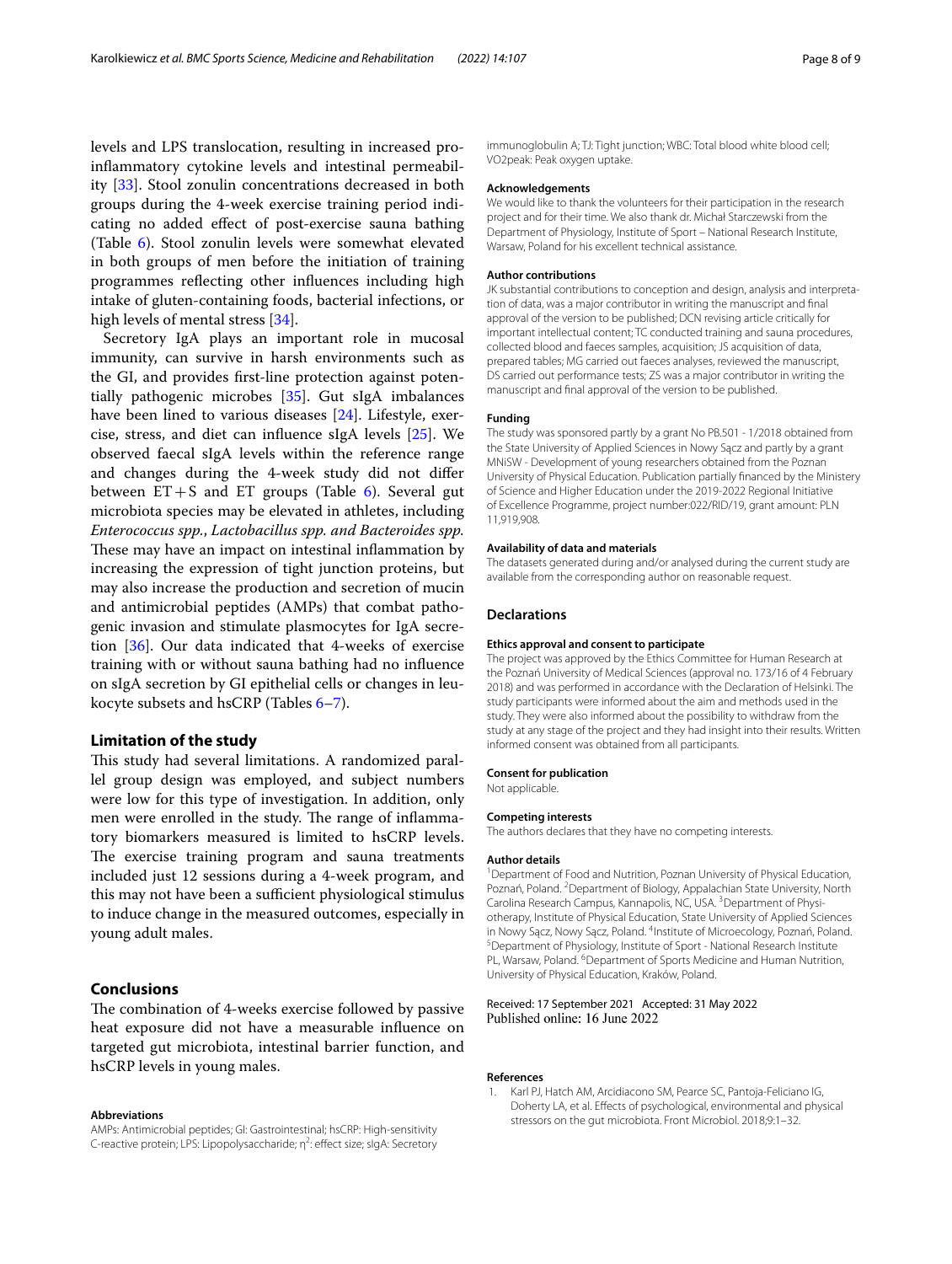levels and LPS translocation, resulting in increased pro-inflammatory cytokine levels and intestinal permeability [33]. Stool zonulin concentrations decreased in both groups during the 4-week exercise training period indicating no added effect of post-exercise sauna bathing (Table 6). Stool zonulin levels were somewhat elevated in both groups of men before the initiation of training programmes reflecting other influences including high intake of gluten-containing foods, bacterial infections, or high levels of mental stress [34].

Secretory IgA plays an important role in mucosal immunity, can survive in harsh environments such as the GI, and provides first-line protection against potentially pathogenic microbes [35]. Gut sIgA imbalances have been lined to various diseases [24]. Lifestyle, exercise, stress, and diet can influence sIgA levels [25]. We observed faecal sIgA levels within the reference range and changes during the 4-week study did not differ between ET + S and ET groups (Table 6). Several gut microbiota species may be elevated in athletes, including *Enterococcus spp.*, *Lactobacillus spp. and Bacteroides spp.* These may have an impact on intestinal inflammation by increasing the expression of tight junction proteins, but may also increase the production and secretion of mucin and antimicrobial peptides (AMPs) that combat pathogenic invasion and stimulate plasmocytes for IgA secretion [36]. Our data indicated that 4-weeks of exercise training with or without sauna bathing had no influence on sIgA secretion by GI epithelial cells or changes in leukocyte subsets and hsCRP (Tables 6–7).

## Limitation of the study

This study had several limitations. A randomized parallel group design was employed, and subject numbers were low for this type of investigation. In addition, only men were enrolled in the study. The range of inflammatory biomarkers measured is limited to hsCRP levels. The exercise training program and sauna treatments included just 12 sessions during a 4-week program, and this may not have been a sufficient physiological stimulus to induce change in the measured outcomes, especially in young adult males.

## Conclusions

The combination of 4-weeks exercise followed by passive heat exposure did not have a measurable influence on targeted gut microbiota, intestinal barrier function, and hsCRP levels in young males.

#### Abbreviations

AMPs: Antimicrobial peptides; GI: Gastrointestinal; hsCRP: High-sensitivity C-reactive protein; LPS: Lipopolysaccharide; $\eta^2$: effect size; sIgA: Secretory immunoglobulin A; TJ: Tight junction; WBC: Total blood white blood cell; VO2peak: Peak oxygen uptake.

#### Acknowledgements

We would like to thank the volunteers for their participation in the research project and for their time. We also thank dr. Michał Starczewski from the Department of Physiology, Institute of Sport – National Research Institute, Warsaw, Poland for his excellent technical assistance.

#### Author contributions

JK substantial contributions to conception and design, analysis and interpretation of data, was a major contributor in writing the manuscript and final approval of the version to be published; DCN revising article critically for important intellectual content; TC conducted training and sauna procedures, collected blood and faeces samples, acquisition; JS acquisition of data, prepared tables; MG carried out faeces analyses, reviewed the manuscript, DS carried out performance tests; ZS was a major contributor in writing the manuscript and final approval of the version to be published.

#### Funding

The study was sponsored partly by a grant No PB.501 - 1/2018 obtained from the State University of Applied Sciences in Nowy Sącz and partly by a grant MNiSW - Development of young researchers obtained from the Poznan University of Physical Education. Publication partially financed by the Ministry of Science and Higher Education under the 2019-2022 Regional Initiative of Excellence Programme, project number:022/RID/19, grant amount: PLN 11,919,908.

#### Availability of data and materials

The datasets generated during and/or analysed during the current study are available from the corresponding author on reasonable request.

## Declarations

#### Ethics approval and consent to participate

The project was approved by the Ethics Committee for Human Research at the Poznań University of Medical Sciences (approval no. 173/16 of 4 February 2018) and was performed in accordance with the Declaration of Helsinki. The study participants were informed about the aim and methods used in the study. They were also informed about the possibility to withdraw from the study at any stage of the project and they had insight into their results. Written informed consent was obtained from all participants.

#### Consent for publication

Not applicable.

#### Competing interests

The authors declares that they have no competing interests.

#### Author details

[1]Department of Food and Nutrition, Poznan University of Physical Education, Poznań, Poland. [2]Department of Biology, Appalachian State University, North Carolina Research Campus, Kannapolis, NC, USA. [3]Department of Physiotherapy, Institute of Physical Education, State University of Applied Sciences in Nowy Sącz, Nowy Sącz, Poland. [4]Institute of Microecology, Poznań, Poland. [5]Department of Physiology, Institute of Sport - National Research Institute PL, Warsaw, Poland. [6]Department of Sports Medicine and Human Nutrition, University of Physical Education, Kraków, Poland.

Received: 17 September 2021 Accepted: 31 May 2022
Published online: 16 June 2022

#### References

1. Karl PJ, Hatch AM, Arcidiacono SM, Pearce SC, Pantoja-Feliciano IG, Doherty LA, et al. Effects of psychological, environmental and physical stressors on the gut microbiota. Front Microbiol. 2018;9:1–32.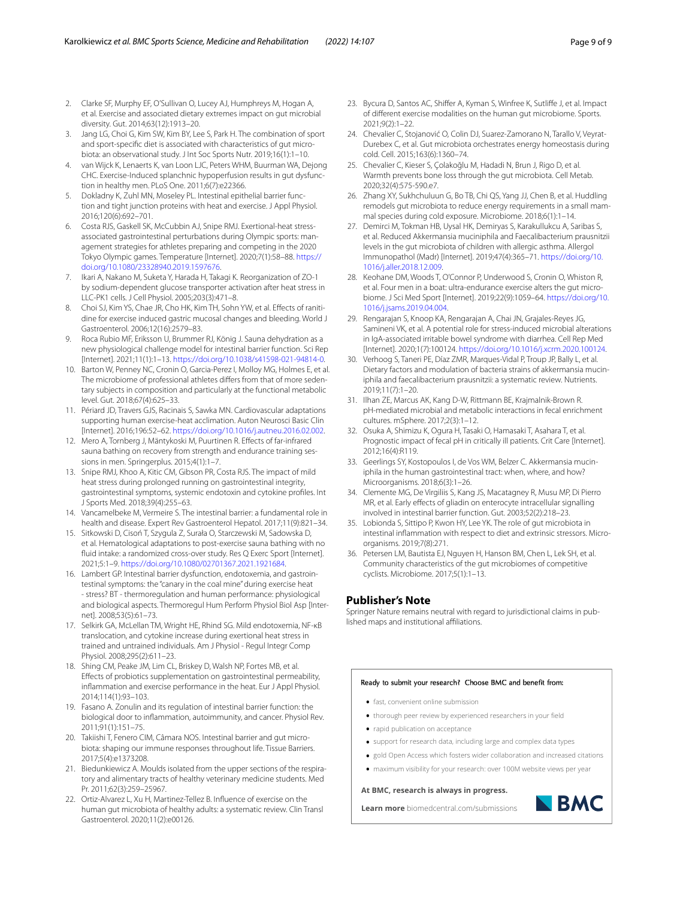2. Clarke SF, Murphy EF, O'Sullivan O, Lucey AJ, Humphreys M, Hogan A, et al. Exercise and associated dietary extremes impact on gut microbial diversity. Gut. 2014;63(12):1913–20.
3. Jang LG, Choi G, Kim SW, Kim BY, Lee S, Park H. The combination of sport and sport-specific diet is associated with characteristics of gut microbiota: an observational study. J Int Soc Sports Nutr. 2019;16(1):1–10.
4. van Wijck K, Lenaerts K, van Loon LJC, Peters WHM, Buurman WA, Dejong CHC. Exercise-Induced splanchnic hypoperfusion results in gut dysfunction in healthy men. PLoS One. 2011;6(7):e22366.
5. Dokladny K, Zuhl MN, Moseley PL. Intestinal epithelial barrier function and tight junction proteins with heat and exercise. J Appl Physiol. 2016;120(6):692–701.
6. Costa RJS, Gaskell SK, McCubbin AJ, Snipe RMJ. Exertional-heat stress-associated gastrointestinal perturbations during Olympic sports: management strategies for athletes preparing and competing in the 2020 Tokyo Olympic games. Temperature [Internet]. 2020;7(1):58–88. https://doi.org/10.1080/23328940.2019.1597676.
7. Ikari A, Nakano M, Suketa Y, Harada H, Takagi K. Reorganization of ZO-1 by sodium-dependent glucose transporter activation after heat stress in LLC-PK1 cells. J Cell Physiol. 2005;203(3):471–8.
8. Choi SJ, Kim YS, Chae JR, Cho HK, Kim TH, Sohn YW, et al. Effects of ranitidine for exercise induced gastric mucosal changes and bleeding. World J Gastroenterol. 2006;12(16):2579–83.
9. Roca Rubio MF, Eriksson U, Brummer RJ, König J. Sauna dehydration as a new physiological challenge model for intestinal barrier function. Sci Rep [Internet]. 2021;11(1):1–13. https://doi.org/10.1038/s41598-021-94814-0.
10. Barton W, Penney NC, Cronin O, Garcia-Perez I, Molloy MG, Holmes E, et al. The microbiome of professional athletes differs from that of more sedentary subjects in composition and particularly at the functional metabolic level. Gut. 2018;67(4):625–33.
11. Périard JD, Travers GJS, Racinais S, Sawka MN. Cardiovascular adaptations supporting human exercise-heat acclimation. Auton Neurosci Basic Clin [Internet]. 2016;196:52–62. https://doi.org/10.1016/j.autneu.2016.02.002.
12. Mero A, Tornberg J, Mäntykoski M, Puurtinen R. Effects of far-infrared sauna bathing on recovery from strength and endurance training sessions in men. Springerplus. 2015;4(1):1–7.
13. Snipe RMJ, Khoo A, Kitic CM, Gibson PR, Costa RJS. The impact of mild heat stress during prolonged running on gastrointestinal integrity, gastrointestinal symptoms, systemic endotoxin and cytokine profiles. Int J Sports Med. 2018;39(4):255–63.
14. Vancamelbeke M, Vermeire S. The intestinal barrier: a fundamental role in health and disease. Expert Rev Gastroenterol Hepatol. 2017;11(9):821–34.
15. Sitkowski D, Cisoń T, Szygula Z, Surała O, Starczewski M, Sadowska D, et al. Hematological adaptations to post-exercise sauna bathing with no fluid intake: a randomized cross-over study. Res Q Exerc Sport [Internet]. 2021;5:1–9. https://doi.org/10.1080/02701367.2021.1921684.
16. Lambert GP. Intestinal barrier dysfunction, endotoxemia, and gastrointestinal symptoms: the "canary in the coal mine" during exercise heat - stress? BT - thermoregulation and human performance: physiological and biological aspects. Thermoregul Hum Perform Physiol Biol Asp [Internet]. 2008;53(5):61–73.
17. Selkirk GA, McLellan TM, Wright HE, Rhind SG. Mild endotoxemia, NF-κB translocation, and cytokine increase during exertional heat stress in trained and untrained individuals. Am J Physiol - Regul Integr Comp Physiol. 2008;295(2):611–23.
18. Shing CM, Peake JM, Lim CL, Briskey D, Walsh NP, Fortes MB, et al. Effects of probiotics supplementation on gastrointestinal permeability, inflammation and exercise performance in the heat. Eur J Appl Physiol. 2014;114(1):93–103.
19. Fasano A. Zonulin and its regulation of intestinal barrier function: the biological door to inflammation, autoimmunity, and cancer. Physiol Rev. 2011;91(1):151–75.
20. Takiishi T, Fenero CIM, Câmara NOS. Intestinal barrier and gut microbiota: shaping our immune responses throughout life. Tissue Barriers. 2017;5(4):e1373208.
21. Biedunkiewicz A. Moulds isolated from the upper sections of the respiratory and alimentary tracts of healthy veterinary medicine students. Med Pr. 2011;62(3):259–25967.
22. Ortiz-Alvarez L, Xu H, Martinez-Tellez B. Influence of exercise on the human gut microbiota of healthy adults: a systematic review. Clin Transl Gastroenterol. 2020;11(2):e00126.
23. Bycura D, Santos AC, Shiffer A, Kyman S, Winfree K, Sutliffe J, et al. Impact of different exercise modalities on the human gut microbiome. Sports. 2021;9(2):1–22.
24. Chevalier C, Stojanović O, Colin DJ, Suarez-Zamorano N, Tarallo V, Veyrat-Durebex C, et al. Gut microbiota orchestrates energy homeostasis during cold. Cell. 2015;163(6):1360–74.
25. Chevalier C, Kieser S, Çolakoğlu M, Hadadi N, Brun J, Rigo D, et al. Warmth prevents bone loss through the gut microbiota. Cell Metab. 2020;32(4):575-590.e7.
26. Zhang XY, Sukhchuluun G, Bo TB, Chi QS, Yang JJ, Chen B, et al. Huddling remodels gut microbiota to reduce energy requirements in a small mammal species during cold exposure. Microbiome. 2018;6(1):1–14.
27. Demirci M, Tokman HB, Uysal HK, Demiryas S, Karakullukcu A, Saribas S, et al. Reduced Akkermansia muciniphila and Faecalibacterium prausnitzii levels in the gut microbiota of children with allergic asthma. Allergol Immunopathol (Madr) [Internet]. 2019;47(4):365–71. https://doi.org/10.1016/j.aller.2018.12.009.
28. Keohane DM, Woods T, O'Connor P, Underwood S, Cronin O, Whiston R, et al. Four men in a boat: ultra-endurance exercise alters the gut microbiome. J Sci Med Sport [Internet]. 2019;22(9):1059–64. https://doi.org/10.1016/j.jsams.2019.04.004.
29. Rengarajan S, Knoop KA, Rengarajan A, Chai JN, Grajales-Reyes JG, Samineni VK, et al. A potential role for stress-induced microbial alterations in IgA-associated irritable bowel syndrome with diarrhea. Cell Rep Med [Internet]. 2020;1(7):100124. https://doi.org/10.1016/j.xcrm.2020.100124.
30. Verhoog S, Taneri PE, Díaz ZMR, Marques-Vidal P, Troup JP, Bally L, et al. Dietary factors and modulation of bacteria strains of akkermansia muciniphila and faecalibacterium prausnitzii: a systematic review. Nutrients. 2019;11(7):1–20.
31. Ilhan ZE, Marcus AK, Kang D-W, Rittmann BE, Krajmalnik-Brown R. pH-mediated microbial and metabolic interactions in fecal enrichment cultures. mSphere. 2017;2(3):1–12.
32. Osuka A, Shimizu K, Ogura H, Tasaki O, Hamasaki T, Asahara T, et al. Prognostic impact of fecal pH in critically ill patients. Crit Care [Internet]. 2012;16(4):R119.
33. Geerlings SY, Kostopoulos I, de Vos WM, Belzer C. Akkermansia muciniphila in the human gastrointestinal tract: when, where, and how? Microorganisms. 2018;6(3):1–26.
34. Clemente MG, De Virgiliis S, Kang JS, Macatagney R, Musu MP, Di Pierro MR, et al. Early effects of gliadin on enterocyte intracellular signalling involved in intestinal barrier function. Gut. 2003;52(2):218–23.
35. Lobionda S, Sittipo P, Kwon HY, Lee YK. The role of gut microbiota in intestinal inflammation with respect to diet and extrinsic stressors. Microorganisms. 2019;7(8):271.
36. Petersen LM, Bautista EJ, Nguyen H, Hanson BM, Chen L, Lek SH, et al. Community characteristics of the gut microbiomes of competitive cyclists. Microbiome. 2017;5(1):1–13.

## Publisher's Note

Springer Nature remains neutral with regard to jurisdictional claims in published maps and institutional affiliations.

Ready to submit your research? Choose BMC and benefit from:

- fast, convenient online submission
- thorough peer review by experienced researchers in your field
- rapid publication on acceptance
- support for research data, including large and complex data types
- gold Open Access which fosters wider collaboration and increased citations
- maximum visibility for your research: over 100M website views per year

**At BMC, research is always in progress.**

**Learn more** biomedcentral.com/submissions

BMC